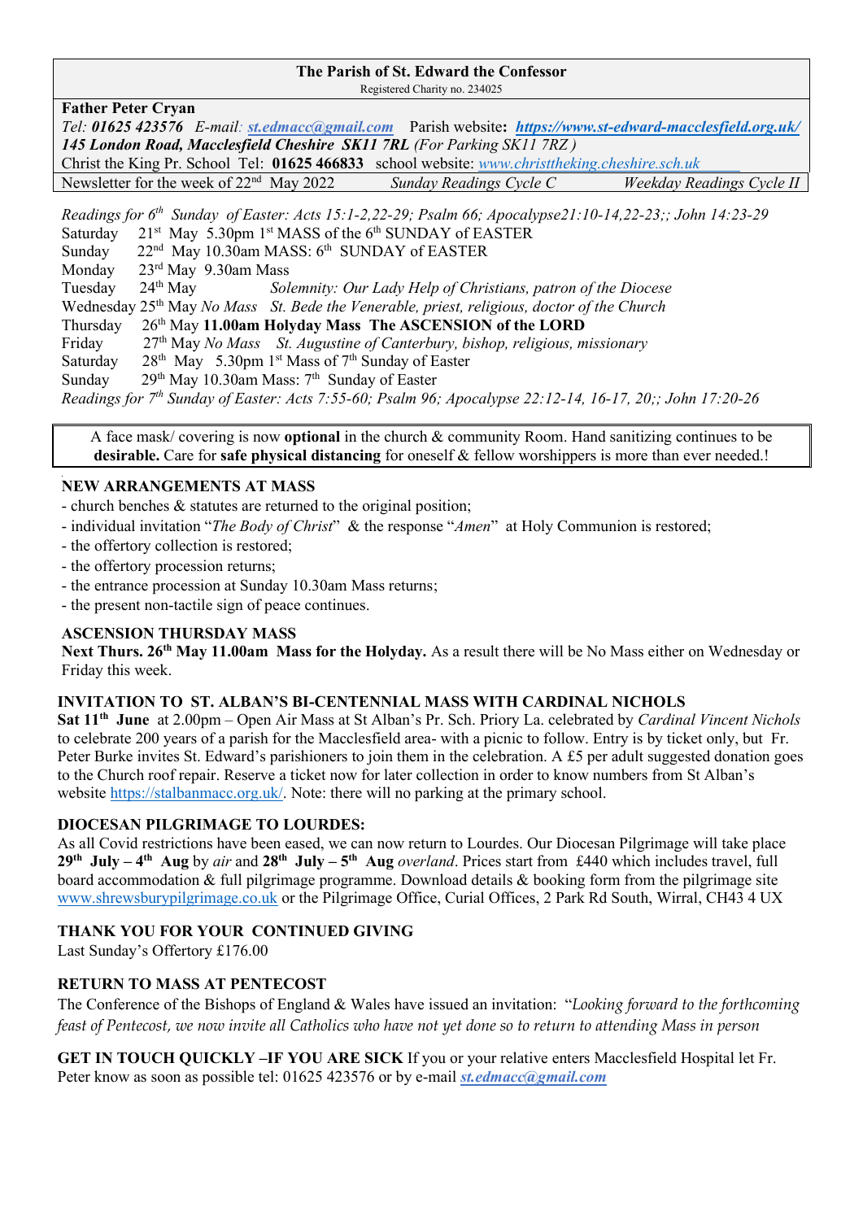**The Parish of St. Edward the Confessor**
Registered Charity no. 234025

**Father Peter Cryan**
*Tel:* ***01625 423576*** *E-mail:* ***st.edmacc@gmail.com*** Parish website**:** ***https://www.st-edward-macclesfield.org.uk/***
***145 London Road, Macclesfield Cheshire SK11 7RL*** *(For Parking SK11 7RZ )*
Christ the King Pr. School Tel: **01625 466833** school website: *www.christtheking.cheshire.sch.uk*
Newsletter for the week of 22nd May 2022 *Sunday Readings Cycle C* *Weekday Readings Cycle II*

*Readings for 6th Sunday of Easter: Acts 15:1-2,22-29; Psalm 66; Apocalypse21:10-14,22-23;; John 14:23-29*

| | | |
|---|---|---|
| Saturday | 21st May | 5.30pm 1st MASS of the 6th SUNDAY of EASTER |
| Sunday | 22nd May | 10.30am MASS: 6th SUNDAY of EASTER |
| Monday | 23rd May | 9.30am Mass |
| Tuesday | 24th May | *Solemnity: Our Lady Help of Christians, patron of the Diocese* |
| Wednesday | 25th May | *No Mass St. Bede the Venerable, priest, religious, doctor of the Church* |
| Thursday | 26th May | **11.00am Holyday Mass The ASCENSION of the LORD** |
| Friday | 27th May | *No Mass St. Augustine of Canterbury, bishop, religious, missionary* |
| Saturday | 28th May | 5.30pm 1st Mass of 7th Sunday of Easter |
| Sunday | 29th May | 10.30am Mass: 7th Sunday of Easter |

*Readings for 7th Sunday of Easter: Acts 7:55-60; Psalm 96; Apocalypse 22:12-14, 16-17, 20;; John 17:20-26*

A face mask/ covering is now **optional** in the church & community Room. Hand sanitizing continues to be **desirable.** Care for **safe physical distancing** for oneself & fellow worshippers is more than ever needed.!

## NEW ARRANGEMENTS AT MASS

- church benches & statutes are returned to the original position;
- individual invitation "*The Body of Christ*" & the response "*Amen*" at Holy Communion is restored;
- the offertory collection is restored;
- the offertory procession returns;
- the entrance procession at Sunday 10.30am Mass returns;
- the present non-tactile sign of peace continues.

## ASCENSION THURSDAY MASS

**Next Thurs. 26th May 11.00am Mass for the Holyday.** As a result there will be No Mass either on Wednesday or Friday this week.

## INVITATION TO ST. ALBAN'S BI-CENTENNIAL MASS WITH CARDINAL NICHOLS

**Sat 11th June** at 2.00pm – Open Air Mass at St Alban's Pr. Sch. Priory La. celebrated by *Cardinal Vincent Nichols* to celebrate 200 years of a parish for the Macclesfield area- with a picnic to follow. Entry is by ticket only, but Fr. Peter Burke invites St. Edward's parishioners to join them in the celebration. A £5 per adult suggested donation goes to the Church roof repair. Reserve a ticket now for later collection in order to know numbers from St Alban's website https://stalbanmacc.org.uk/. Note: there will no parking at the primary school.

## DIOCESAN PILGRIMAGE TO LOURDES:

As all Covid restrictions have been eased, we can now return to Lourdes. Our Diocesan Pilgrimage will take place **29th July – 4th Aug** by *air* and **28th July – 5th Aug** *overland*. Prices start from £440 which includes travel, full board accommodation & full pilgrimage programme. Download details & booking form from the pilgrimage site www.shrewsburypilgrimage.co.uk or the Pilgrimage Office, Curial Offices, 2 Park Rd South, Wirral, CH43 4 UX

## THANK YOU FOR YOUR CONTINUED GIVING

Last Sunday's Offertory £176.00

## RETURN TO MASS AT PENTECOST

The Conference of the Bishops of England & Wales have issued an invitation: "*Looking forward to the forthcoming feast of Pentecost, we now invite all Catholics who have not yet done so to return to attending Mass in person*

**GET IN TOUCH QUICKLY –IF YOU ARE SICK** If you or your relative enters Macclesfield Hospital let Fr. Peter know as soon as possible tel: 01625 423576 or by e-mail ***st.edmacc@gmail.com***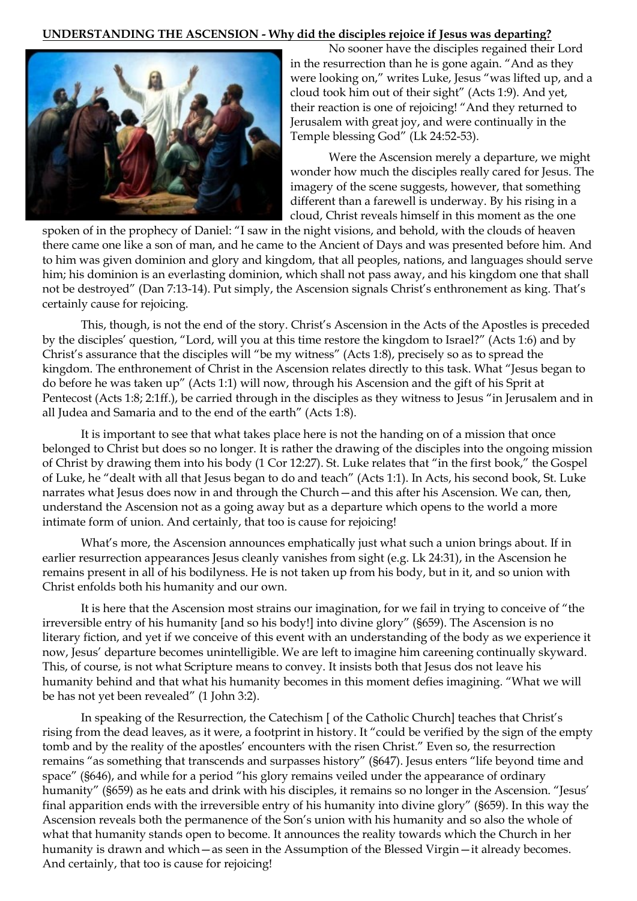**UNDERSTANDING THE ASCENSION - Why did the disciples rejoice if Jesus was departing?**

No sooner have the disciples regained their Lord in the resurrection than he is gone again. "And as they were looking on," writes Luke, Jesus "was lifted up, and a cloud took him out of their sight" (Acts 1:9). And yet, their reaction is one of rejoicing! "And they returned to Jerusalem with great joy, and were continually in the Temple blessing God" (Lk 24:52-53).

Were the Ascension merely a departure, we might wonder how much the disciples really cared for Jesus. The imagery of the scene suggests, however, that something different than a farewell is underway. By his rising in a cloud, Christ reveals himself in this moment as the one spoken of in the prophecy of Daniel: "I saw in the night visions, and behold, with the clouds of heaven there came one like a son of man, and he came to the Ancient of Days and was presented before him. And to him was given dominion and glory and kingdom, that all peoples, nations, and languages should serve him; his dominion is an everlasting dominion, which shall not pass away, and his kingdom one that shall not be destroyed" (Dan 7:13-14). Put simply, the Ascension signals Christ's enthronement as king. That's certainly cause for rejoicing.

This, though, is not the end of the story. Christ's Ascension in the Acts of the Apostles is preceded by the disciples' question, "Lord, will you at this time restore the kingdom to Israel?" (Acts 1:6) and by Christ's assurance that the disciples will "be my witness" (Acts 1:8), precisely so as to spread the kingdom. The enthronement of Christ in the Ascension relates directly to this task. What "Jesus began to do before he was taken up" (Acts 1:1) will now, through his Ascension and the gift of his Sprit at Pentecost (Acts 1:8; 2:1ff.), be carried through in the disciples as they witness to Jesus "in Jerusalem and in all Judea and Samaria and to the end of the earth" (Acts 1:8).

It is important to see that what takes place here is not the handing on of a mission that once belonged to Christ but does so no longer. It is rather the drawing of the disciples into the ongoing mission of Christ by drawing them into his body (1 Cor 12:27). St. Luke relates that "in the first book," the Gospel of Luke, he "dealt with all that Jesus began to do and teach" (Acts 1:1). In Acts, his second book, St. Luke narrates what Jesus does now in and through the Church—and this after his Ascension. We can, then, understand the Ascension not as a going away but as a departure which opens to the world a more intimate form of union. And certainly, that too is cause for rejoicing!

What's more, the Ascension announces emphatically just what such a union brings about. If in earlier resurrection appearances Jesus cleanly vanishes from sight (e.g. Lk 24:31), in the Ascension he remains present in all of his bodilyness. He is not taken up from his body, but in it, and so union with Christ enfolds both his humanity and our own.

It is here that the Ascension most strains our imagination, for we fail in trying to conceive of "the irreversible entry of his humanity [and so his body!] into divine glory" (§659). The Ascension is no literary fiction, and yet if we conceive of this event with an understanding of the body as we experience it now, Jesus' departure becomes unintelligible. We are left to imagine him careening continually skyward. This, of course, is not what Scripture means to convey. It insists both that Jesus dos not leave his humanity behind and that what his humanity becomes in this moment defies imagining. "What we will be has not yet been revealed" (1 John 3:2).

In speaking of the Resurrection, the Catechism [ of the Catholic Church] teaches that Christ's rising from the dead leaves, as it were, a footprint in history. It "could be verified by the sign of the empty tomb and by the reality of the apostles' encounters with the risen Christ." Even so, the resurrection remains "as something that transcends and surpasses history" (§647). Jesus enters "life beyond time and space" (§646), and while for a period "his glory remains veiled under the appearance of ordinary humanity" (§659) as he eats and drink with his disciples, it remains so no longer in the Ascension. "Jesus' final apparition ends with the irreversible entry of his humanity into divine glory" (§659). In this way the Ascension reveals both the permanence of the Son's union with his humanity and so also the whole of what that humanity stands open to become. It announces the reality towards which the Church in her humanity is drawn and which—as seen in the Assumption of the Blessed Virgin—it already becomes. And certainly, that too is cause for rejoicing!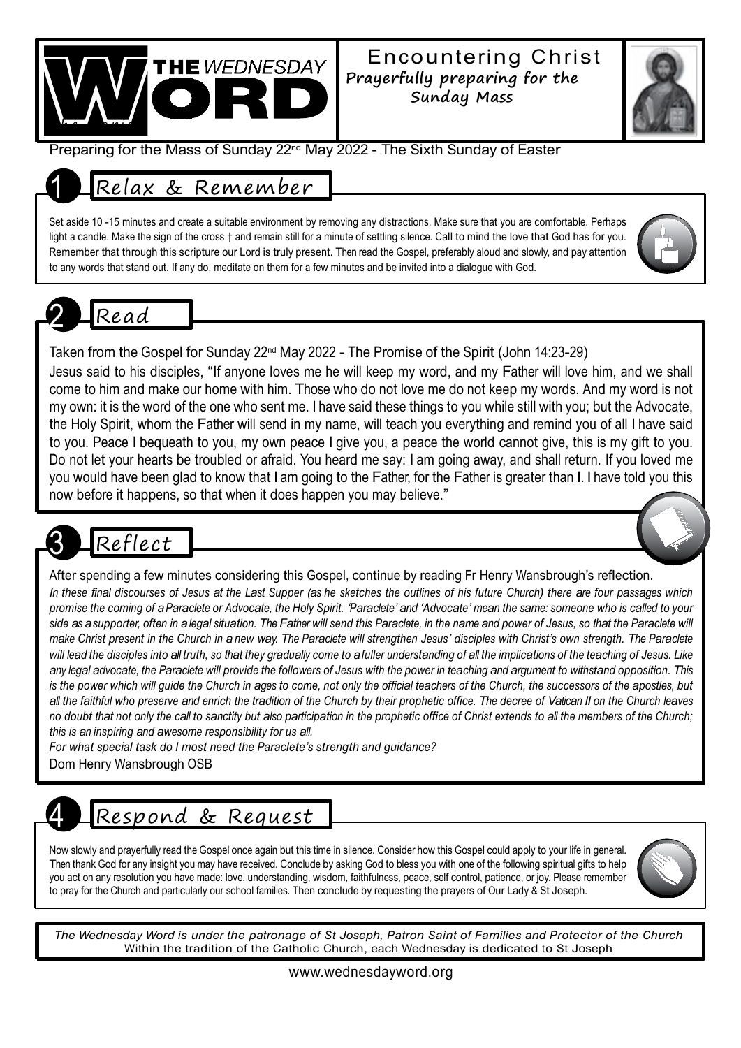# THE WEDNESDAY WORD

## Encountering Christ

**Prayerfully preparing for the Sunday Mass**

Preparing for the Mass of Sunday 22nd May 2022 - The Sixth Sunday of Easter

## 1 Relax & Remember

Set aside 10 -15 minutes and create a suitable environment by removing any distractions. Make sure that you are comfortable. Perhaps light a candle. Make the sign of the cross † and remain still for a minute of settling silence. Call to mind the love that God has for you. Remember that through this scripture our Lord is truly present. Then read the Gospel, preferably aloud and slowly, and pay attention to any words that stand out. If any do, meditate on them for a few minutes and be invited into a dialogue with God.

## 2 Read

Taken from the Gospel for Sunday 22nd May 2022 - The Promise of the Spirit (John 14:23-29)

Jesus said to his disciples, "If anyone loves me he will keep my word, and my Father will love him, and we shall come to him and make our home with him. Those who do not love me do not keep my words. And my word is not my own: it is the word of the one who sent me. I have said these things to you while still with you; but the Advocate, the Holy Spirit, whom the Father will send in my name, will teach you everything and remind you of all I have said to you. Peace I bequeath to you, my own peace I give you, a peace the world cannot give, this is my gift to you. Do not let your hearts be troubled or afraid. You heard me say: I am going away, and shall return. If you loved me you would have been glad to know that I am going to the Father, for the Father is greater than I. I have told you this now before it happens, so that when it does happen you may believe."

## 3 Reflect

After spending a few minutes considering this Gospel, continue by reading Fr Henry Wansbrough's reflection.

*In these final discourses of Jesus at the Last Supper (as he sketches the outlines of his future Church) there are four passages which promise the coming of a Paraclete or Advocate, the Holy Spirit. 'Paraclete' and 'Advocate' mean the same: someone who is called to your side as a supporter, often in a legal situation. The Father will send this Paraclete, in the name and power of Jesus, so that the Paraclete will make Christ present in the Church in a new way. The Paraclete will strengthen Jesus' disciples with Christ's own strength. The Paraclete will lead the disciples into all truth, so that they gradually come to a fuller understanding of all the implications of the teaching of Jesus. Like any legal advocate, the Paraclete will provide the followers of Jesus with the power in teaching and argument to withstand opposition. This is the power which will guide the Church in ages to come, not only the official teachers of the Church, the successors of the apostles, but all the faithful who preserve and enrich the tradition of the Church by their prophetic office. The decree of Vatican II on the Church leaves no doubt that not only the call to sanctity but also participation in the prophetic office of Christ extends to all the members of the Church; this is an inspiring and awesome responsibility for us all.*

*For what special task do I most need the Paraclete's strength and guidance?*

Dom Henry Wansbrough OSB

## 4 Respond & Request

Now slowly and prayerfully read the Gospel once again but this time in silence. Consider how this Gospel could apply to your life in general. Then thank God for any insight you may have received. Conclude by asking God to bless you with one of the following spiritual gifts to help you act on any resolution you have made: love, understanding, wisdom, faithfulness, peace, self control, patience, or joy. Please remember to pray for the Church and particularly our school families. Then conclude by requesting the prayers of Our Lady & St Joseph.

*The Wednesday Word is under the patronage of St Joseph, Patron Saint of Families and Protector of the Church*
Within the tradition of the Catholic Church, each Wednesday is dedicated to St Joseph

www.wednesdayword.org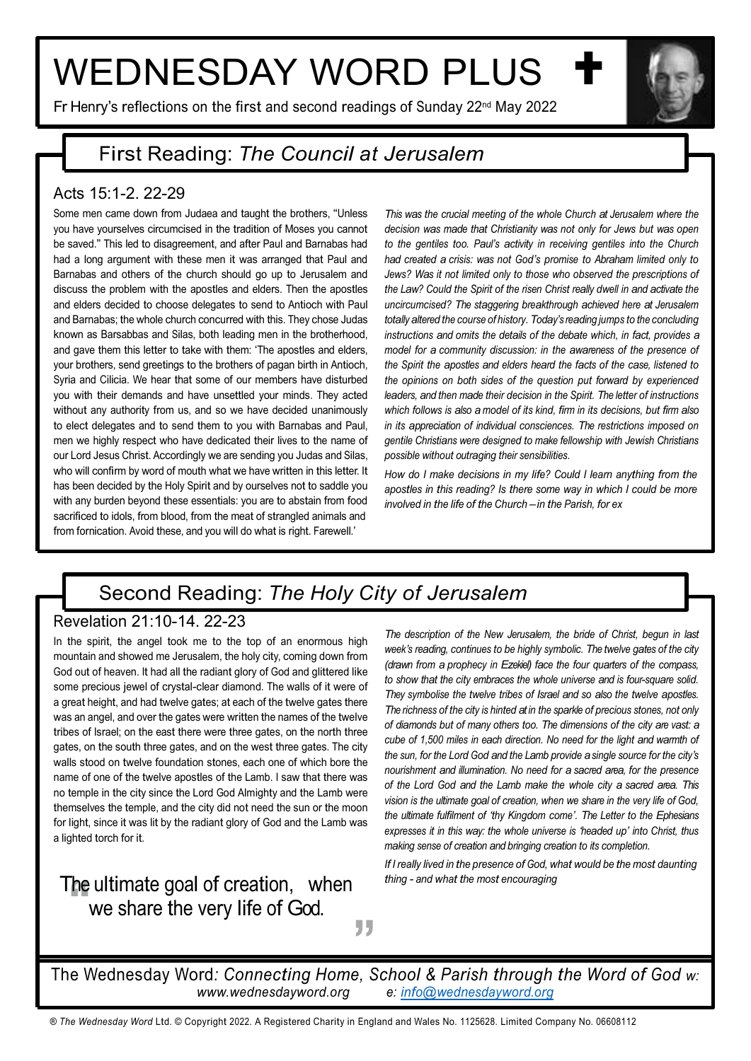# WEDNESDAY WORD PLUS ✝

Fr Henry's reflections on the first and second readings of Sunday 22nd May 2022

## First Reading: *The Council at Jerusalem*

### Acts 15:1-2. 22-29

Some men came down from Judaea and taught the brothers, "Unless you have yourselves circumcised in the tradition of Moses you cannot be saved." This led to disagreement, and after Paul and Barnabas had had a long argument with these men it was arranged that Paul and Barnabas and others of the church should go up to Jerusalem and discuss the problem with the apostles and elders. Then the apostles and elders decided to choose delegates to send to Antioch with Paul and Barnabas; the whole church concurred with this. They chose Judas known as Barsabbas and Silas, both leading men in the brotherhood, and gave them this letter to take with them: 'The apostles and elders, your brothers, send greetings to the brothers of pagan birth in Antioch, Syria and Cilicia. We hear that some of our members have disturbed you with their demands and have unsettled your minds. They acted without any authority from us, and so we have decided unanimously to elect delegates and to send them to you with Barnabas and Paul, men we highly respect who have dedicated their lives to the name of our Lord Jesus Christ. Accordingly we are sending you Judas and Silas, who will confirm by word of mouth what we have written in this letter. It has been decided by the Holy Spirit and by ourselves not to saddle you with any burden beyond these essentials: you are to abstain from food sacrificed to idols, from blood, from the meat of strangled animals and from fornication. Avoid these, and you will do what is right. Farewell.'

*This was the crucial meeting of the whole Church at Jerusalem where the decision was made that Christianity was not only for Jews but was open to the gentiles too. Paul's activity in receiving gentiles into the Church had created a crisis: was not God's promise to Abraham limited only to Jews? Was it not limited only to those who observed the prescriptions of the Law? Could the Spirit of the risen Christ really dwell in and activate the uncircumcised? The staggering breakthrough achieved here at Jerusalem totally altered the course of history. Today's reading jumps to the concluding instructions and omits the details of the debate which, in fact, provides a model for a community discussion: in the awareness of the presence of the Spirit the apostles and elders heard the facts of the case, listened to the opinions on both sides of the question put forward by experienced leaders, and then made their decision in the Spirit. The letter of instructions which follows is also a model of its kind, firm in its decisions, but firm also in its appreciation of individual consciences. The restrictions imposed on gentile Christians were designed to make fellowship with Jewish Christians possible without outraging their sensibilities.*

*How do I make decisions in my life? Could I learn anything from the apostles in this reading? Is there some way in which I could be more involved in the life of the Church – in the Parish, for ex*

## Second Reading: *The Holy City of Jerusalem*

### Revelation 21:10-14. 22-23

In the spirit, the angel took me to the top of an enormous high mountain and showed me Jerusalem, the holy city, coming down from God out of heaven. It had all the radiant glory of God and glittered like some precious jewel of crystal-clear diamond. The walls of it were of a great height, and had twelve gates; at each of the twelve gates there was an angel, and over the gates were written the names of the twelve tribes of Israel; on the east there were three gates, on the north three gates, on the south three gates, and on the west three gates. The city walls stood on twelve foundation stones, each one of which bore the name of one of the twelve apostles of the Lamb. I saw that there was no temple in the city since the Lord God Almighty and the Lamb were themselves the temple, and the city did not need the sun or the moon for light, since it was lit by the radiant glory of God and the Lamb was a lighted torch for it.

> "The ultimate goal of creation, when we share the very life of God."

*The description of the New Jerusalem, the bride of Christ, begun in last week's reading, continues to be highly symbolic. The twelve gates of the city (drawn from a prophecy in Ezekiel) face the four quarters of the compass, to show that the city embraces the whole universe and is four-square solid. They symbolise the twelve tribes of Israel and so also the twelve apostles. The richness of the city is hinted at in the sparkle of precious stones, not only of diamonds but of many others too. The dimensions of the city are vast: a cube of 1,500 miles in each direction. No need for the light and warmth of the sun, for the Lord God and the Lamb provide a single source for the city's nourishment and illumination. No need for a sacred area, for the presence of the Lord God and the Lamb make the whole city a sacred area. This vision is the ultimate goal of creation, when we share in the very life of God, the ultimate fulfilment of 'thy Kingdom come'. The Letter to the Ephesians expresses it in this way: the whole universe is 'headed up' into Christ, thus making sense of creation and bringing creation to its completion.*

*If I really lived in the presence of God, what would be the most daunting thing - and what the most encouraging*

The Wednesday Word: *Connecting Home, School & Parish through the Word of God* w: *www.wednesdayword.org* e: *info@wednesdayword.org*

® *The Wednesday Word* Ltd. © Copyright 2022. A Registered Charity in England and Wales No. 1125628. Limited Company No. 06608112